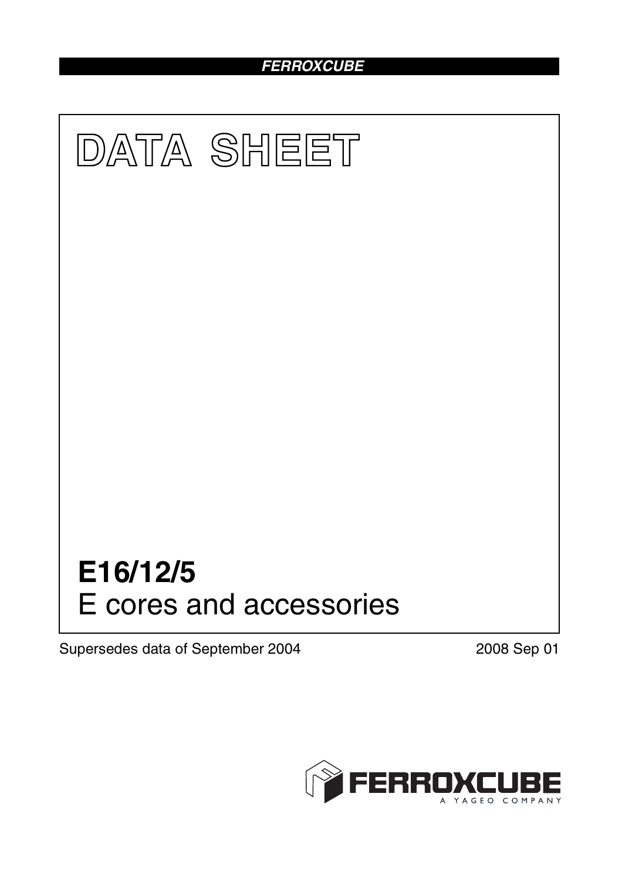FERROXCUBE

# DATA SHEET

# E16/12/5
E cores and accessories

Supersedes data of September 2004

2008 Sep 01

FERROXCUBE
A YAGEO COMPANY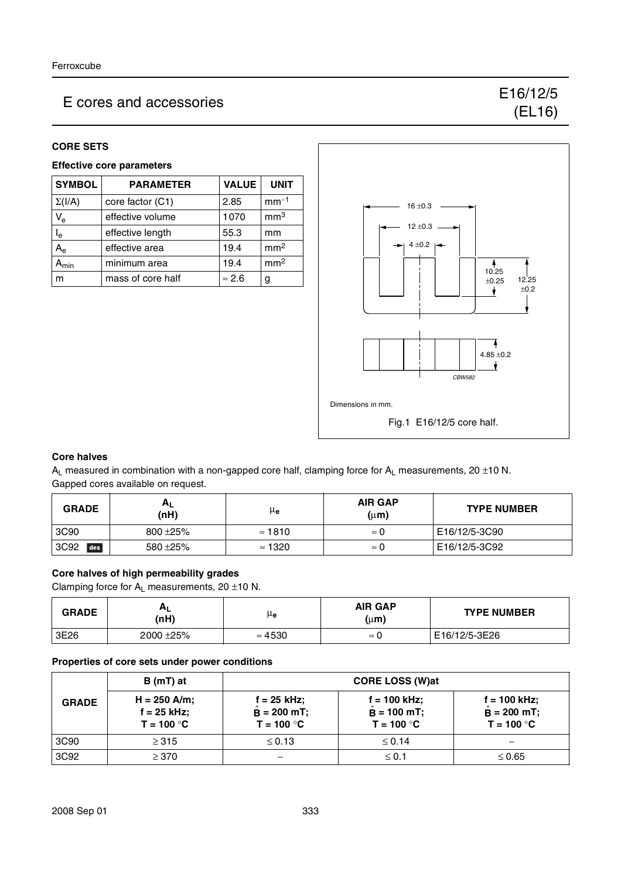# E cores and accessories

# E16/12/5 (EL16)

## CORE SETS

### Effective core parameters

| SYMBOL | PARAMETER | VALUE | UNIT |
|---|---|---|---|
| $\Sigma(I/A)$ | core factor (C1) | 2.85 | $mm^{-1}$ |
| $V_e$ | effective volume | 1070 | $mm^3$ |
| $l_e$ | effective length | 55.3 | mm |
| $A_e$ | effective area | 19.4 | $mm^2$ |
| $A_{min}$ | minimum area | 19.4 | $mm^2$ |
| m | mass of core half | ≈ 2.6 | g |

16 ±0.3
12 ±0.3
4 ±0.2
10.25 ±0.25
12.25 ±0.2
4.85 ±0.2
CBW582

Dimensions in mm.

Fig.1 E16/12/5 core half.

### Core halves

$A_L$ measured in combination with a non-gapped core half, clamping force for $A_L$ measurements, 20 ±10 N.
Gapped cores available on request.

| GRADE | $A_L$ (nH) | $\mu_e$ | AIR GAP (μm) | TYPE NUMBER |
|---|---|---|---|---|
| 3C90 | 800 ±25% | ≈ 1810 | ≈ 0 | E16/12/5-3C90 |
| 3C92 des | 580 ±25% | ≈ 1320 | ≈ 0 | E16/12/5-3C92 |

### Core halves of high permeability grades

Clamping force for $A_L$ measurements, 20 ±10 N.

| GRADE | $A_L$ (nH) | $\mu_e$ | AIR GAP (μm) | TYPE NUMBER |
|---|---|---|---|---|
| 3E26 | 2000 ±25% | ≈ 4530 | ≈ 0 | E16/12/5-3E26 |

### Properties of core sets under power conditions

| GRADE | B (mT) at | CORE LOSS (W)at | | |
|---|---|---|---|---|
| | H = 250 A/m; f = 25 kHz; T = 100 °C | f = 25 kHz; $\hat{B}$ = 200 mT; T = 100 °C | f = 100 kHz; $\hat{B}$ = 100 mT; T = 100 °C | f = 100 kHz; $\hat{B}$ = 200 mT; T = 100 °C |
| 3C90 | ≥ 315 | ≤ 0.13 | ≤ 0.14 | − |
| 3C92 | ≥ 370 | − | ≤ 0.1 | ≤ 0.65 |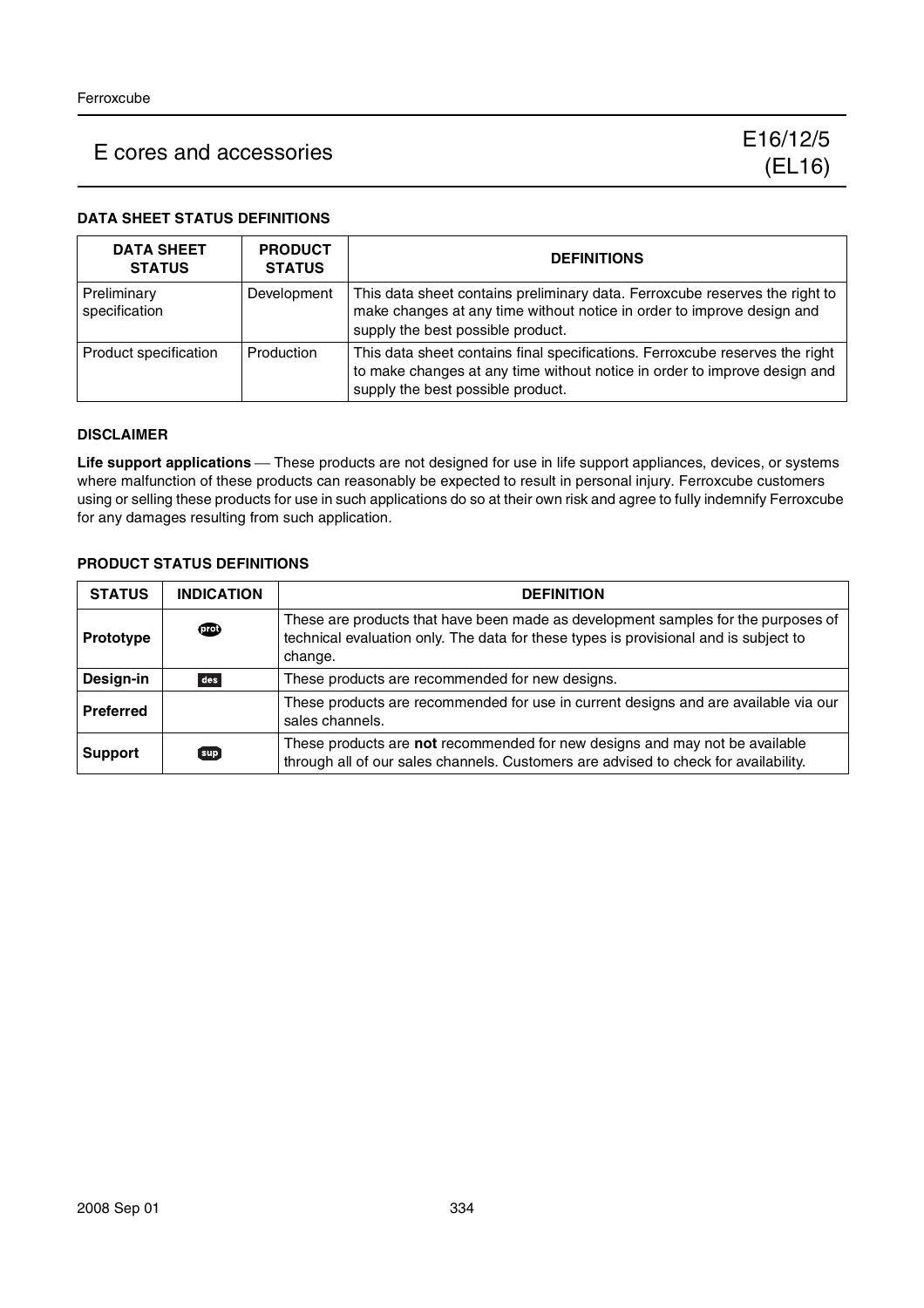## DATA SHEET STATUS DEFINITIONS

| DATA SHEET STATUS | PRODUCT STATUS | DEFINITIONS |
|---|---|---|
| Preliminary specification | Development | This data sheet contains preliminary data. Ferroxcube reserves the right to make changes at any time without notice in order to improve design and supply the best possible product. |
| Product specification | Production | This data sheet contains final specifications. Ferroxcube reserves the right to make changes at any time without notice in order to improve design and supply the best possible product. |

## DISCLAIMER

**Life support applications** — These products are not designed for use in life support appliances, devices, or systems where malfunction of these products can reasonably be expected to result in personal injury. Ferroxcube customers using or selling these products for use in such applications do so at their own risk and agree to fully indemnify Ferroxcube for any damages resulting from such application.

## PRODUCT STATUS DEFINITIONS

| STATUS | INDICATION | DEFINITION |
|---|---|---|
| **Prototype** | prot | These are products that have been made as development samples for the purposes of technical evaluation only. The data for these types is provisional and is subject to change. |
| **Design-in** | des | These products are recommended for new designs. |
| **Preferred** | | These products are recommended for use in current designs and are available via our sales channels. |
| **Support** | sup | These products are **not** recommended for new designs and may not be available through all of our sales channels. Customers are advised to check for availability. |